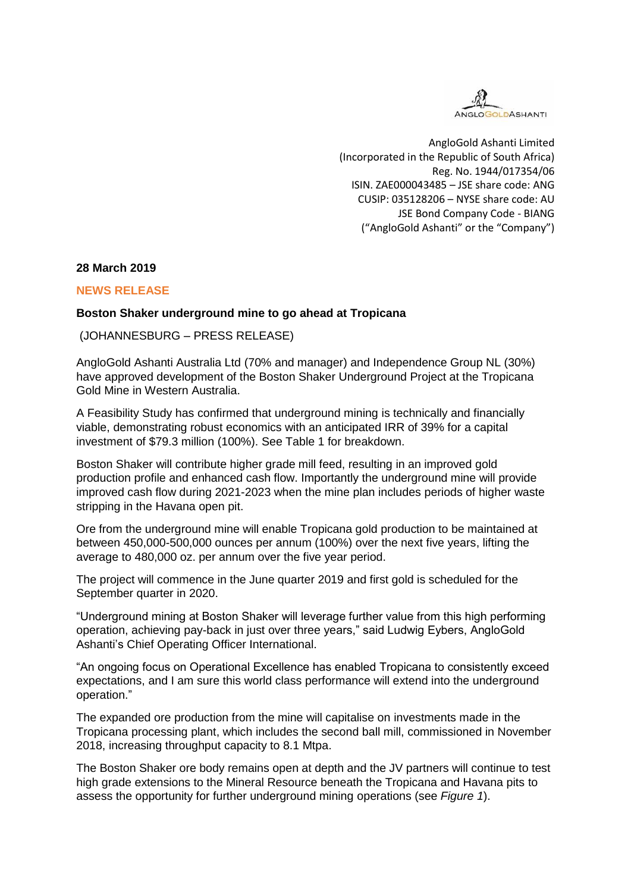AngloGold Ashanti Limited
(Incorporated in the Republic of South Africa)
Reg. No. 1944/017354/06
ISIN. ZAE000043485 – JSE share code: ANG
CUSIP: 035128206 – NYSE share code: AU
JSE Bond Company Code - BIANG
("AngloGold Ashanti" or the "Company")

**28 March 2019**

**NEWS RELEASE**

**Boston Shaker underground mine to go ahead at Tropicana**

(JOHANNESBURG – PRESS RELEASE)

AngloGold Ashanti Australia Ltd (70% and manager) and Independence Group NL (30%) have approved development of the Boston Shaker Underground Project at the Tropicana Gold Mine in Western Australia.

A Feasibility Study has confirmed that underground mining is technically and financially viable, demonstrating robust economics with an anticipated IRR of 39% for a capital investment of $79.3 million (100%). See Table 1 for breakdown.

Boston Shaker will contribute higher grade mill feed, resulting in an improved gold production profile and enhanced cash flow. Importantly the underground mine will provide improved cash flow during 2021-2023 when the mine plan includes periods of higher waste stripping in the Havana open pit.

Ore from the underground mine will enable Tropicana gold production to be maintained at between 450,000-500,000 ounces per annum (100%) over the next five years, lifting the average to 480,000 oz. per annum over the five year period.

The project will commence in the June quarter 2019 and first gold is scheduled for the September quarter in 2020.

"Underground mining at Boston Shaker will leverage further value from this high performing operation, achieving pay-back in just over three years," said Ludwig Eybers, AngloGold Ashanti's Chief Operating Officer International.

"An ongoing focus on Operational Excellence has enabled Tropicana to consistently exceed expectations, and I am sure this world class performance will extend into the underground operation."

The expanded ore production from the mine will capitalise on investments made in the Tropicana processing plant, which includes the second ball mill, commissioned in November 2018, increasing throughput capacity to 8.1 Mtpa.

The Boston Shaker ore body remains open at depth and the JV partners will continue to test high grade extensions to the Mineral Resource beneath the Tropicana and Havana pits to assess the opportunity for further underground mining operations (see *Figure 1*).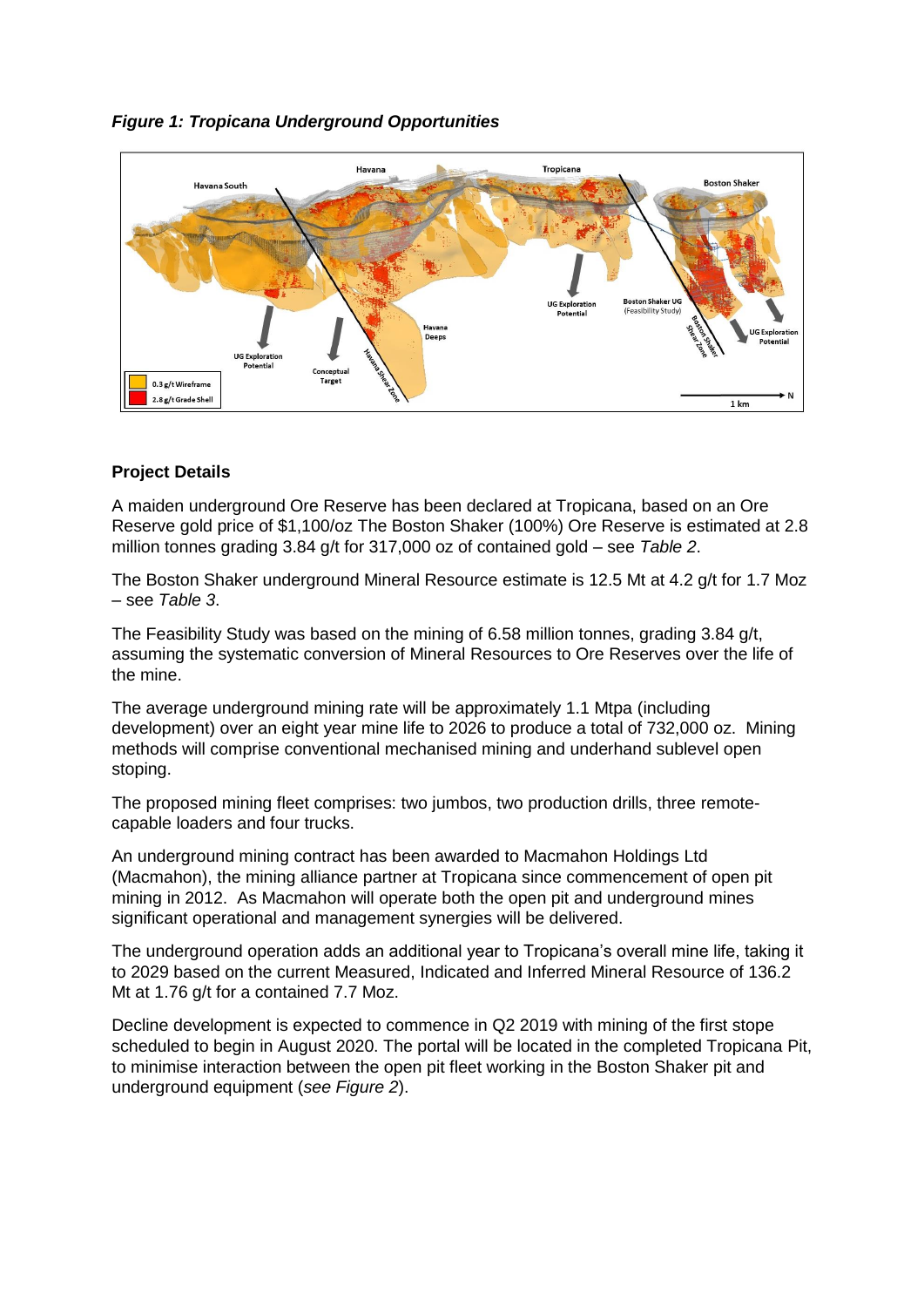*Figure 1: Tropicana Underground Opportunities*

**Project Details**

A maiden underground Ore Reserve has been declared at Tropicana, based on an Ore Reserve gold price of $1,100/oz The Boston Shaker (100%) Ore Reserve is estimated at 2.8 million tonnes grading 3.84 g/t for 317,000 oz of contained gold – see *Table 2*.

The Boston Shaker underground Mineral Resource estimate is 12.5 Mt at 4.2 g/t for 1.7 Moz – see *Table 3*.

The Feasibility Study was based on the mining of 6.58 million tonnes, grading 3.84 g/t, assuming the systematic conversion of Mineral Resources to Ore Reserves over the life of the mine.

The average underground mining rate will be approximately 1.1 Mtpa (including development) over an eight year mine life to 2026 to produce a total of 732,000 oz. Mining methods will comprise conventional mechanised mining and underhand sublevel open stoping.

The proposed mining fleet comprises: two jumbos, two production drills, three remote-capable loaders and four trucks.

An underground mining contract has been awarded to Macmahon Holdings Ltd (Macmahon), the mining alliance partner at Tropicana since commencement of open pit mining in 2012. As Macmahon will operate both the open pit and underground mines significant operational and management synergies will be delivered.

The underground operation adds an additional year to Tropicana's overall mine life, taking it to 2029 based on the current Measured, Indicated and Inferred Mineral Resource of 136.2 Mt at 1.76 g/t for a contained 7.7 Moz.

Decline development is expected to commence in Q2 2019 with mining of the first stope scheduled to begin in August 2020. The portal will be located in the completed Tropicana Pit, to minimise interaction between the open pit fleet working in the Boston Shaker pit and underground equipment (*see Figure 2*).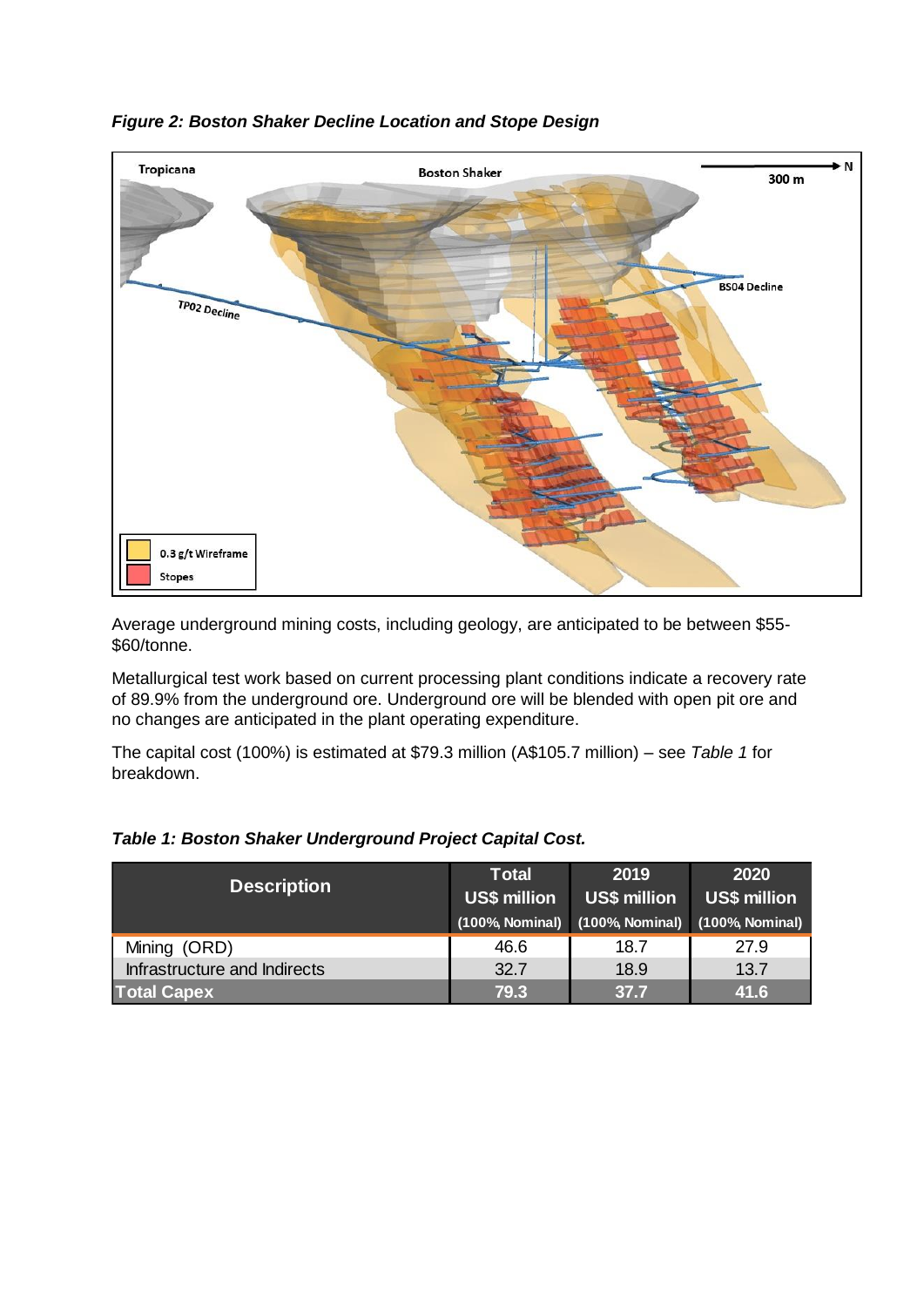*Figure 2: Boston Shaker Decline Location and Stope Design*

Average underground mining costs, including geology, are anticipated to be between $55-$60/tonne.

Metallurgical test work based on current processing plant conditions indicate a recovery rate of 89.9% from the underground ore. Underground ore will be blended with open pit ore and no changes are anticipated in the plant operating expenditure.

The capital cost (100%) is estimated at $79.3 million (A$105.7 million) – see *Table 1* for breakdown.

*Table 1: Boston Shaker Underground Project Capital Cost.*

| Description | Total US$ million (100%, Nominal) | 2019 US$ million (100%, Nominal) | 2020 US$ million (100%, Nominal) |
|---|---|---|---|
| Mining (ORD) | 46.6 | 18.7 | 27.9 |
| Infrastructure and Indirects | 32.7 | 18.9 | 13.7 |
| **Total Capex** | **79.3** | **37.7** | **41.6** |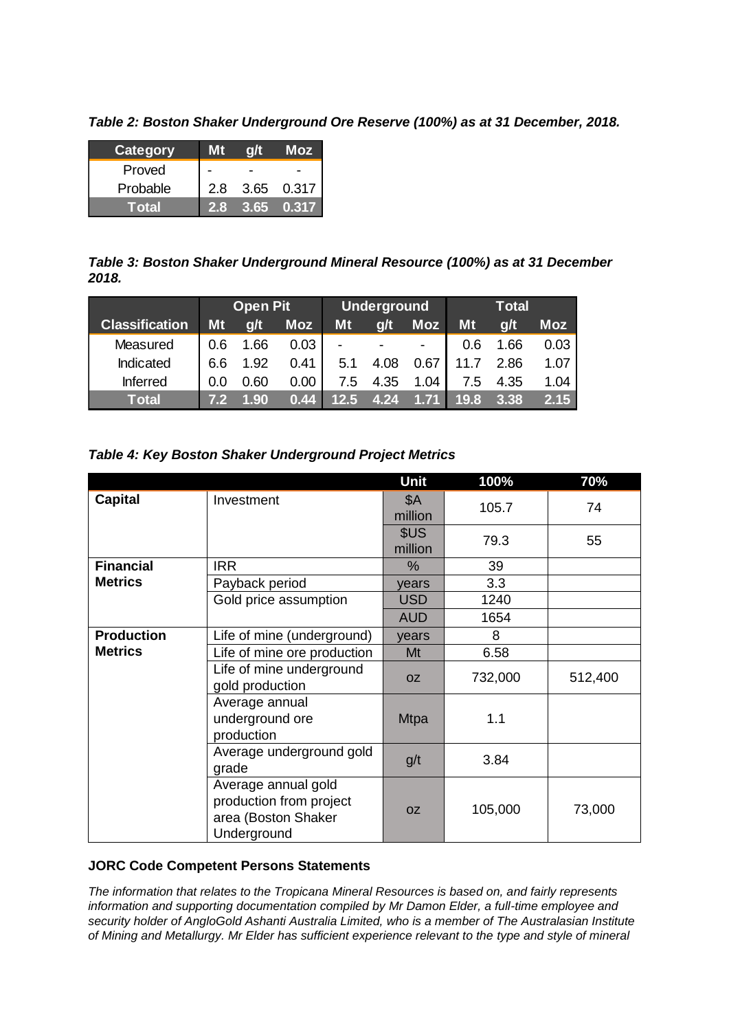***Table 2: Boston Shaker Underground Ore Reserve (100%) as at 31 December, 2018.***

| Category | Mt | g/t | Moz |
|---|---|---|---|
| Proved | - | - | - |
| Probable | 2.8 | 3.65 | 0.317 |
| **Total** | **2.8** | **3.65** | **0.317** |

***Table 3: Boston Shaker Underground Mineral Resource (100%) as at 31 December 2018.***

| | Open Pit | | | Underground | | | Total | | |
|---|---|---|---|---|---|---|---|---|---|
| **Classification** | **Mt** | **g/t** | **Moz** | **Mt** | **g/t** | **Moz** | **Mt** | **g/t** | **Moz** |
| Measured | 0.6 | 1.66 | 0.03 | - | - | - | 0.6 | 1.66 | 0.03 |
| Indicated | 6.6 | 1.92 | 0.41 | 5.1 | 4.08 | 0.67 | 11.7 | 2.86 | 1.07 |
| Inferred | 0.0 | 0.60 | 0.00 | 7.5 | 4.35 | 1.04 | 7.5 | 4.35 | 1.04 |
| **Total** | **7.2** | **1.90** | **0.44** | **12.5** | **4.24** | **1.71** | **19.8** | **3.38** | **2.15** |

***Table 4: Key Boston Shaker Underground Project Metrics***

| | | Unit | 100% | 70% |
|---|---|---|---|---|
| **Capital** | Investment | $A million | 105.7 | 74 |
| | | $US million | 79.3 | 55 |
| **Financial Metrics** | IRR | % | 39 | |
| | Payback period | years | 3.3 | |
| | Gold price assumption | USD | 1240 | |
| | | AUD | 1654 | |
| **Production Metrics** | Life of mine (underground) | years | 8 | |
| | Life of mine ore production | Mt | 6.58 | |
| | Life of mine underground gold production | oz | 732,000 | 512,400 |
| | Average annual underground ore production | Mtpa | 1.1 | |
| | Average underground gold grade | g/t | 3.84 | |
| | Average annual gold production from project area (Boston Shaker Underground | oz | 105,000 | 73,000 |

**JORC Code Competent Persons Statements**

*The information that relates to the Tropicana Mineral Resources is based on, and fairly represents information and supporting documentation compiled by Mr Damon Elder, a full-time employee and security holder of AngloGold Ashanti Australia Limited, who is a member of The Australasian Institute of Mining and Metallurgy. Mr Elder has sufficient experience relevant to the type and style of mineral*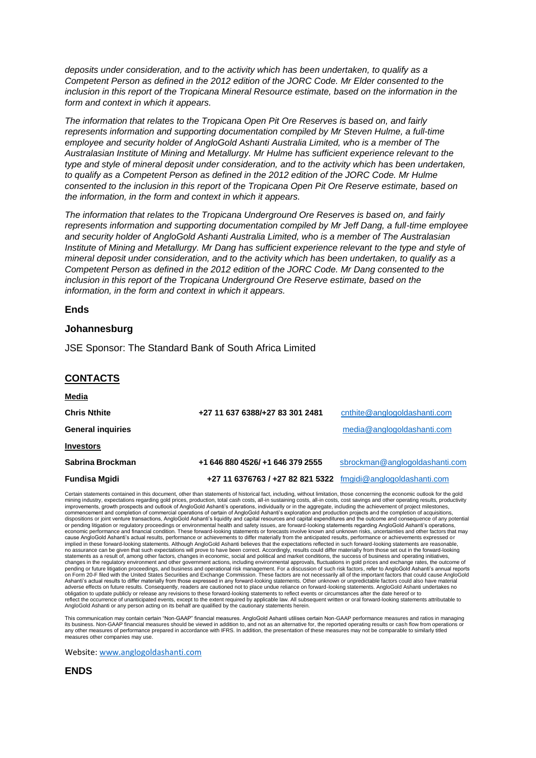*deposits under consideration, and to the activity which has been undertaken, to qualify as a Competent Person as defined in the 2012 edition of the JORC Code. Mr Elder consented to the inclusion in this report of the Tropicana Mineral Resource estimate, based on the information in the form and context in which it appears.*

*The information that relates to the Tropicana Open Pit Ore Reserves is based on, and fairly represents information and supporting documentation compiled by Mr Steven Hulme, a full-time employee and security holder of AngloGold Ashanti Australia Limited, who is a member of The Australasian Institute of Mining and Metallurgy. Mr Hulme has sufficient experience relevant to the type and style of mineral deposit under consideration, and to the activity which has been undertaken, to qualify as a Competent Person as defined in the 2012 edition of the JORC Code. Mr Hulme consented to the inclusion in this report of the Tropicana Open Pit Ore Reserve estimate, based on the information, in the form and context in which it appears.*

*The information that relates to the Tropicana Underground Ore Reserves is based on, and fairly represents information and supporting documentation compiled by Mr Jeff Dang, a full-time employee and security holder of AngloGold Ashanti Australia Limited, who is a member of The Australasian Institute of Mining and Metallurgy. Mr Dang has sufficient experience relevant to the type and style of mineral deposit under consideration, and to the activity which has been undertaken, to qualify as a Competent Person as defined in the 2012 edition of the JORC Code. Mr Dang consented to the inclusion in this report of the Tropicana Underground Ore Reserve estimate, based on the information, in the form and context in which it appears.*

**Ends**

**Johannesburg**

JSE Sponsor: The Standard Bank of South Africa Limited

## CONTACTS

| **Media** | | |
|---|---|---|
| **Chris Nthite** | **+27 11 637 6388/+27 83 301 2481** | cnthite@anglogoldashanti.com |
| **General inquiries** | | media@anglogoldashanti.com |
| **Investors** | | |
| **Sabrina Brockman** | **+1 646 880 4526/ +1 646 379 2555** | sbrockman@anglogoldashanti.com |
| **Fundisa Mgidi** | **+27 11 6376763 / +27 82 821 5322** | fmgidi@anglogoldashanti.com |

Certain statements contained in this document, other than statements of historical fact, including, without limitation, those concerning the economic outlook for the gold mining industry, expectations regarding gold prices, production, total cash costs, all-in sustaining costs, all-in costs, cost savings and other operating results, productivity improvements, growth prospects and outlook of AngloGold Ashanti's operations, individually or in the aggregate, including the achievement of project milestones, commencement and completion of commercial operations of certain of AngloGold Ashanti's exploration and production projects and the completion of acquisitions, dispositions or joint venture transactions, AngloGold Ashanti's liquidity and capital resources and capital expenditures and the outcome and consequence of any potential or pending litigation or regulatory proceedings or environmental health and safety issues, are forward-looking statements regarding AngloGold Ashanti's operations, economic performance and financial condition. These forward-looking statements or forecasts involve known and unknown risks, uncertainties and other factors that may cause AngloGold Ashanti's actual results, performance or achievements to differ materially from the anticipated results, performance or achievements expressed or implied in these forward-looking statements. Although AngloGold Ashanti believes that the expectations reflected in such forward-looking statements are reasonable, no assurance can be given that such expectations will prove to have been correct. Accordingly, results could differ materially from those set out in the forward-looking statements as a result of, among other factors, changes in economic, social and political and market conditions, the success of business and operating initiatives, changes in the regulatory environment and other government actions, including environmental approvals, fluctuations in gold prices and exchange rates, the outcome of pending or future litigation proceedings, and business and operational risk management. For a discussion of such risk factors, refer to AngloGold Ashanti's annual reports on Form 20-F filed with the United States Securities and Exchange Commission. These factors are not necessarily all of the important factors that could cause AngloGold Ashanti's actual results to differ materially from those expressed in any forward-looking statements. Other unknown or unpredictable factors could also have material adverse effects on future results. Consequently, readers are cautioned not to place undue reliance on forward-looking statements. AngloGold Ashanti undertakes no obligation to update publicly or release any revisions to these forward-looking statements to reflect events or circumstances after the date hereof or to reflect the occurrence of unanticipated events, except to the extent required by applicable law. All subsequent written or oral forward-looking statements attributable to AngloGold Ashanti or any person acting on its behalf are qualified by the cautionary statements herein.

This communication may contain certain "Non-GAAP" financial measures. AngloGold Ashanti utilises certain Non-GAAP performance measures and ratios in managing its business. Non-GAAP financial measures should be viewed in addition to, and not as an alternative for, the reported operating results or cash flow from operations or any other measures of performance prepared in accordance with IFRS. In addition, the presentation of these measures may not be comparable to similarly titled measures other companies may use.

Website: www.anglogoldashanti.com

**ENDS**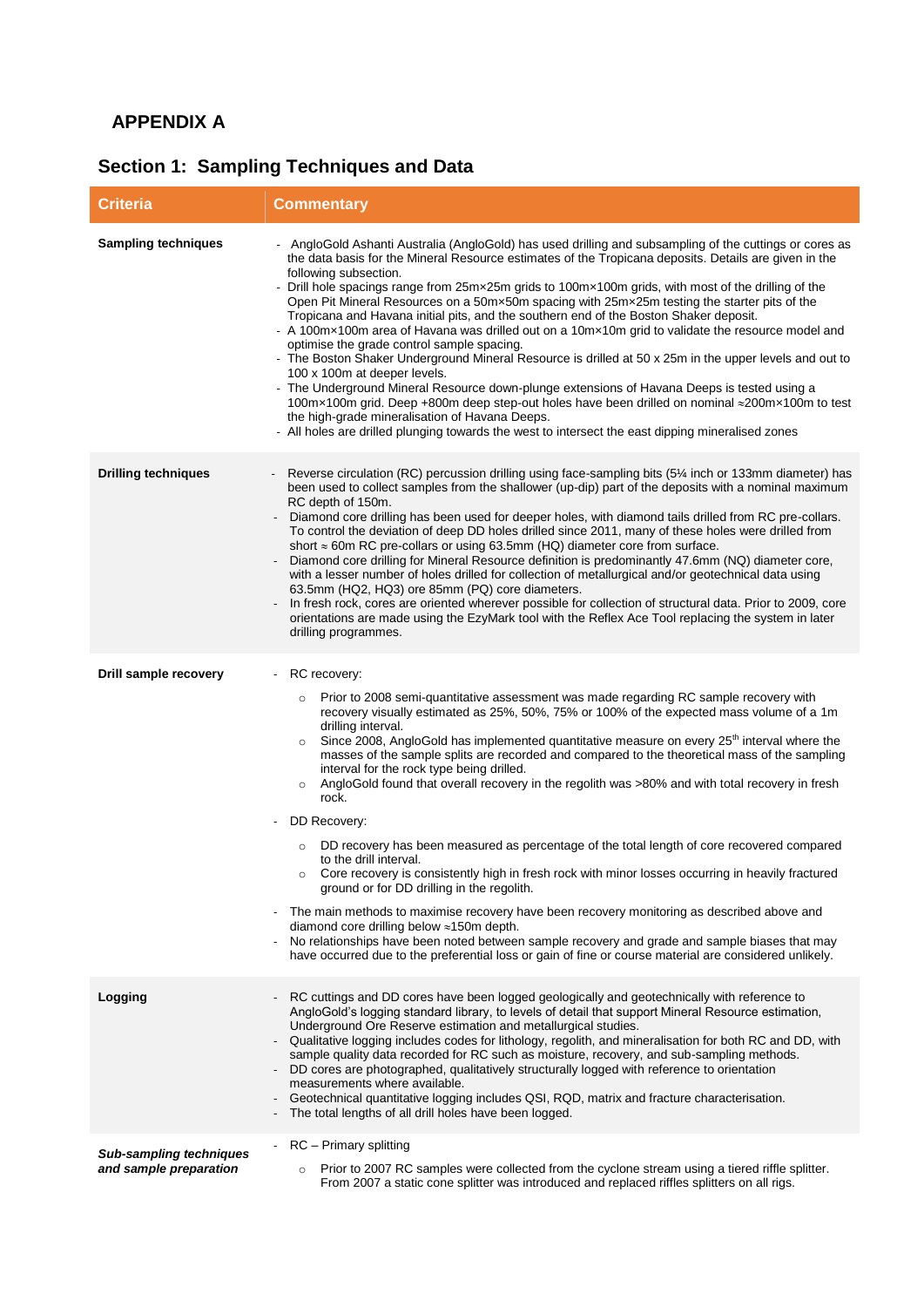## APPENDIX A

## Section 1: Sampling Techniques and Data

| Criteria | Commentary |
|---|---|
| **Sampling techniques** | - AngloGold Ashanti Australia (AngloGold) has used drilling and subsampling of the cuttings or cores as the data basis for the Mineral Resource estimates of the Tropicana deposits. Details are given in the following subsection.<br>- Drill hole spacings range from 25m×25m grids to 100m×100m grids, with most of the drilling of the Open Pit Mineral Resources on a 50m×50m spacing with 25m×25m testing the starter pits of the Tropicana and Havana initial pits, and the southern end of the Boston Shaker deposit.<br>- A 100m×100m area of Havana was drilled out on a 10m×10m grid to validate the resource model and optimise the grade control sample spacing.<br>- The Boston Shaker Underground Mineral Resource is drilled at 50 x 25m in the upper levels and out to 100 x 100m at deeper levels.<br>- The Underground Mineral Resource down-plunge extensions of Havana Deeps is tested using a 100m×100m grid. Deep +800m deep step-out holes have been drilled on nominal ≈200m×100m to test the high-grade mineralisation of Havana Deeps.<br>- All holes are drilled plunging towards the west to intersect the east dipping mineralised zones |
| **Drilling techniques** | - Reverse circulation (RC) percussion drilling using face-sampling bits (5¼ inch or 133mm diameter) has been used to collect samples from the shallower (up-dip) part of the deposits with a nominal maximum RC depth of 150m.<br>- Diamond core drilling has been used for deeper holes, with diamond tails drilled from RC pre-collars. To control the deviation of deep DD holes drilled since 2011, many of these holes were drilled from short ≈ 60m RC pre-collars or using 63.5mm (HQ) diameter core from surface.<br>- Diamond core drilling for Mineral Resource definition is predominantly 47.6mm (NQ) diameter core, with a lesser number of holes drilled for collection of metallurgical and/or geotechnical data using 63.5mm (HQ2, HQ3) ore 85mm (PQ) core diameters.<br>- In fresh rock, cores are oriented wherever possible for collection of structural data. Prior to 2009, core orientations are made using the EzyMark tool with the Reflex Ace Tool replacing the system in later drilling programmes. |
| **Drill sample recovery** | - RC recovery:<br>&nbsp;&nbsp;○ Prior to 2008 semi-quantitative assessment was made regarding RC sample recovery with recovery visually estimated as 25%, 50%, 75% or 100% of the expected mass volume of a 1m drilling interval.<br>&nbsp;&nbsp;○ Since 2008, AngloGold has implemented quantitative measure on every 25th interval where the masses of the sample splits are recorded and compared to the theoretical mass of the sampling interval for the rock type being drilled.<br>&nbsp;&nbsp;○ AngloGold found that overall recovery in the regolith was >80% and with total recovery in fresh rock.<br>- DD Recovery:<br>&nbsp;&nbsp;○ DD recovery has been measured as percentage of the total length of core recovered compared to the drill interval.<br>&nbsp;&nbsp;○ Core recovery is consistently high in fresh rock with minor losses occurring in heavily fractured ground or for DD drilling in the regolith.<br>- The main methods to maximise recovery have been recovery monitoring as described above and diamond core drilling below ≈150m depth.<br>- No relationships have been noted between sample recovery and grade and sample biases that may have occurred due to the preferential loss or gain of fine or course material are considered unlikely. |
| **Logging** | - RC cuttings and DD cores have been logged geologically and geotechnically with reference to AngloGold's logging standard library, to levels of detail that support Mineral Resource estimation, Underground Ore Reserve estimation and metallurgical studies.<br>- Qualitative logging includes codes for lithology, regolith, and mineralisation for both RC and DD, with sample quality data recorded for RC such as moisture, recovery, and sub-sampling methods.<br>- DD cores are photographed, qualitatively structurally logged with reference to orientation measurements where available.<br>- Geotechnical quantitative logging includes QSI, RQD, matrix and fracture characterisation.<br>- The total lengths of all drill holes have been logged. |
| ***Sub-sampling techniques and sample preparation*** | - RC – Primary splitting<br>&nbsp;&nbsp;○ Prior to 2007 RC samples were collected from the cyclone stream using a tiered riffle splitter. From 2007 a static cone splitter was introduced and replaced riffles splitters on all rigs. |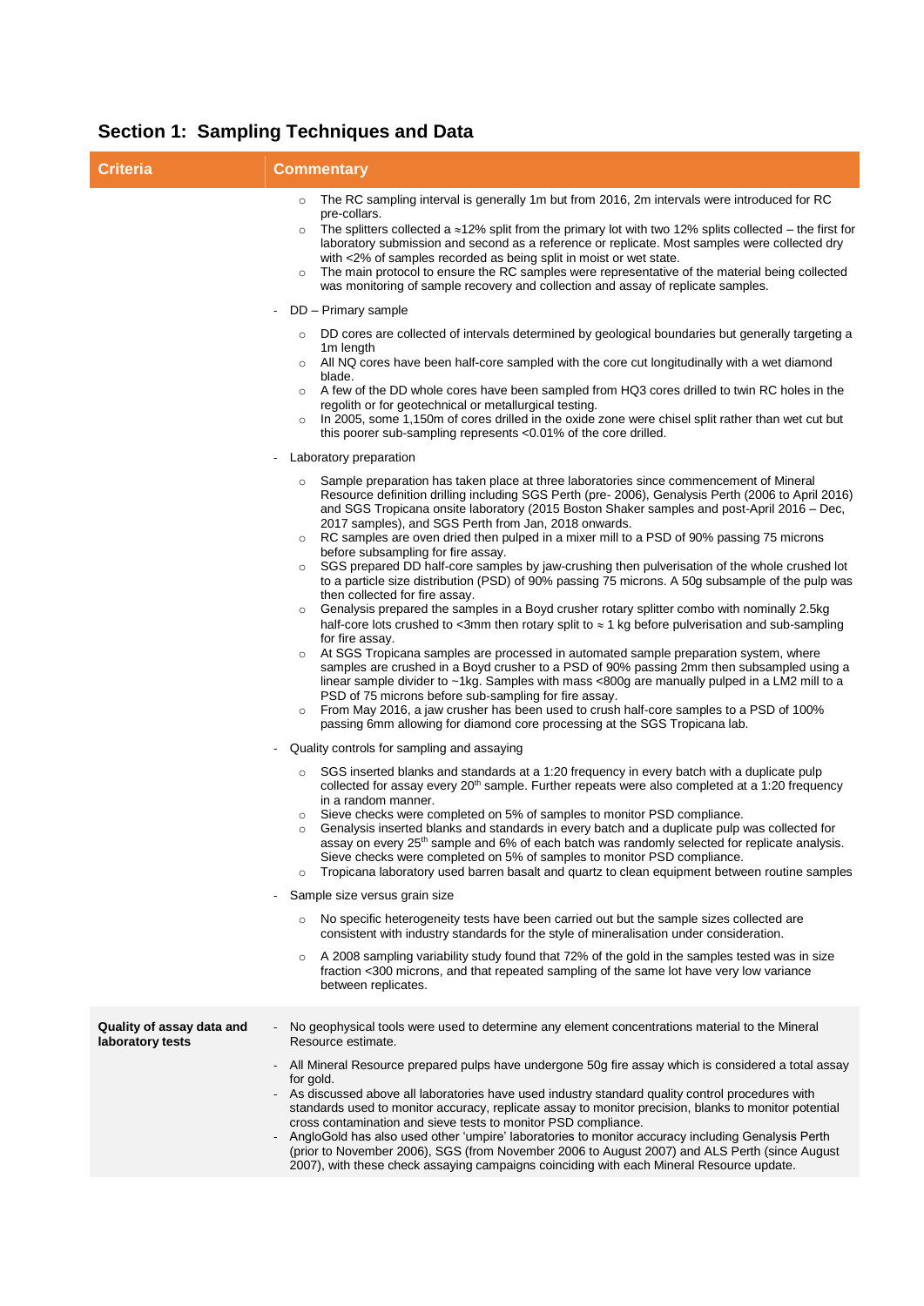## Section 1: Sampling Techniques and Data

| Criteria | Commentary |
|---|---|
| | ○ The RC sampling interval is generally 1m but from 2016, 2m intervals were introduced for RC pre-collars.<br>○ The splitters collected a ≈12% split from the primary lot with two 12% splits collected – the first for laboratory submission and second as a reference or replicate. Most samples were collected dry with <2% of samples recorded as being split in moist or wet state.<br>○ The main protocol to ensure the RC samples were representative of the material being collected was monitoring of sample recovery and collection and assay of replicate samples.<br>- DD – Primary sample<br>○ DD cores are collected of intervals determined by geological boundaries but generally targeting a 1m length<br>○ All NQ cores have been half-core sampled with the core cut longitudinally with a wet diamond blade.<br>○ A few of the DD whole cores have been sampled from HQ3 cores drilled to twin RC holes in the regolith or for geotechnical or metallurgical testing.<br>○ In 2005, some 1,150m of cores drilled in the oxide zone were chisel split rather than wet cut but this poorer sub-sampling represents <0.01% of the core drilled.<br>- Laboratory preparation<br>○ Sample preparation has taken place at three laboratories since commencement of Mineral Resource definition drilling including SGS Perth (pre- 2006), Genalysis Perth (2006 to April 2016) and SGS Tropicana onsite laboratory (2015 Boston Shaker samples and post-April 2016 – Dec, 2017 samples), and SGS Perth from Jan, 2018 onwards.<br>○ RC samples are oven dried then pulped in a mixer mill to a PSD of 90% passing 75 microns before subsampling for fire assay.<br>○ SGS prepared DD half-core samples by jaw-crushing then pulverisation of the whole crushed lot to a particle size distribution (PSD) of 90% passing 75 microns. A 50g subsample of the pulp was then collected for fire assay.<br>○ Genalysis prepared the samples in a Boyd crusher rotary splitter combo with nominally 2.5kg half-core lots crushed to <3mm then rotary split to ≈ 1 kg before pulverisation and sub-sampling for fire assay.<br>○ At SGS Tropicana samples are processed in automated sample preparation system, where samples are crushed in a Boyd crusher to a PSD of 90% passing 2mm then subsampled using a linear sample divider to ~1kg. Samples with mass <800g are manually pulped in a LM2 mill to a PSD of 75 microns before sub-sampling for fire assay.<br>○ From May 2016, a jaw crusher has been used to crush half-core samples to a PSD of 100% passing 6mm allowing for diamond core processing at the SGS Tropicana lab.<br>- Quality controls for sampling and assaying<br>○ SGS inserted blanks and standards at a 1:20 frequency in every batch with a duplicate pulp collected for assay every 20th sample. Further repeats were also completed at a 1:20 frequency in a random manner.<br>○ Sieve checks were completed on 5% of samples to monitor PSD compliance.<br>○ Genalysis inserted blanks and standards in every batch and a duplicate pulp was collected for assay on every 25th sample and 6% of each batch was randomly selected for replicate analysis. Sieve checks were completed on 5% of samples to monitor PSD compliance.<br>○ Tropicana laboratory used barren basalt and quartz to clean equipment between routine samples<br>- Sample size versus grain size<br>○ No specific heterogeneity tests have been carried out but the sample sizes collected are consistent with industry standards for the style of mineralisation under consideration.<br>○ A 2008 sampling variability study found that 72% of the gold in the samples tested was in size fraction <300 microns, and that repeated sampling of the same lot have very low variance between replicates. |
| **Quality of assay data and laboratory tests** | - No geophysical tools were used to determine any element concentrations material to the Mineral Resource estimate.<br>- All Mineral Resource prepared pulps have undergone 50g fire assay which is considered a total assay for gold.<br>- As discussed above all laboratories have used industry standard quality control procedures with standards used to monitor accuracy, replicate assay to monitor precision, blanks to monitor potential cross contamination and sieve tests to monitor PSD compliance.<br>- AngloGold has also used other 'umpire' laboratories to monitor accuracy including Genalysis Perth (prior to November 2006), SGS (from November 2006 to August 2007) and ALS Perth (since August 2007), with these check assaying campaigns coinciding with each Mineral Resource update. |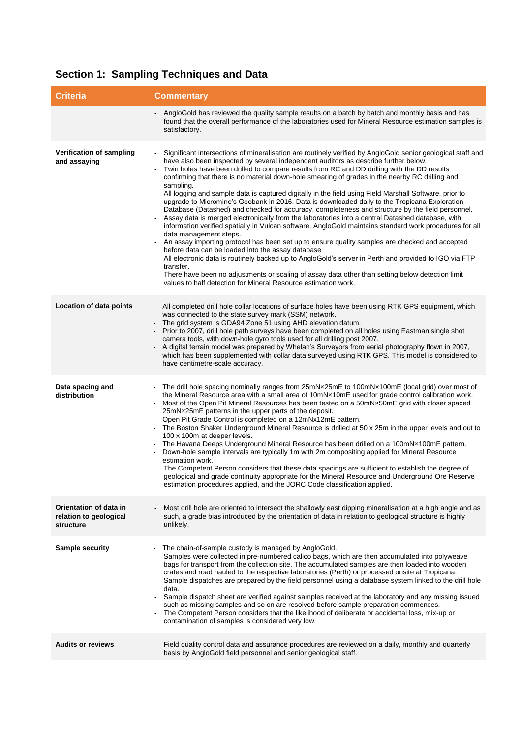## Section 1: Sampling Techniques and Data

| Criteria | Commentary |
|---|---|
| | - AngloGold has reviewed the quality sample results on a batch by batch and monthly basis and has found that the overall performance of the laboratories used for Mineral Resource estimation samples is satisfactory. |
| **Verification of sampling and assaying** | - Significant intersections of mineralisation are routinely verified by AngloGold senior geological staff and have also been inspected by several independent auditors as describe further below.<br>- Twin holes have been drilled to compare results from RC and DD drilling with the DD results confirming that there is no material down-hole smearing of grades in the nearby RC drilling and sampling.<br>- All logging and sample data is captured digitally in the field using Field Marshall Software, prior to upgrade to Micromine's Geobank in 2016. Data is downloaded daily to the Tropicana Exploration Database (Datashed) and checked for accuracy, completeness and structure by the field personnel.<br>- Assay data is merged electronically from the laboratories into a central Datashed database, with information verified spatially in Vulcan software. AngloGold maintains standard work procedures for all data management steps.<br>- An assay importing protocol has been set up to ensure quality samples are checked and accepted before data can be loaded into the assay database<br>- All electronic data is routinely backed up to AngloGold's server in Perth and provided to IGO via FTP transfer.<br>- There have been no adjustments or scaling of assay data other than setting below detection limit values to half detection for Mineral Resource estimation work. |
| **Location of data points** | - All completed drill hole collar locations of surface holes have been using RTK GPS equipment, which was connected to the state survey mark (SSM) network.<br>- The grid system is GDA94 Zone 51 using AHD elevation datum.<br>- Prior to 2007, drill hole path surveys have been completed on all holes using Eastman single shot camera tools, with down-hole gyro tools used for all drilling post 2007.<br>- A digital terrain model was prepared by Whelan's Surveyors from aerial photography flown in 2007, which has been supplemented with collar data surveyed using RTK GPS. This model is considered to have centimetre-scale accuracy. |
| **Data spacing and distribution** | - The drill hole spacing nominally ranges from 25mN×25mE to 100mN×100mE (local grid) over most of the Mineral Resource area with a small area of 10mN×10mE used for grade control calibration work.<br>- Most of the Open Pit Mineral Resources has been tested on a 50mN×50mE grid with closer spaced 25mN×25mE patterns in the upper parts of the deposit.<br>- Open Pit Grade Control is completed on a 12mNx12mE pattern.<br>- The Boston Shaker Underground Mineral Resource is drilled at 50 x 25m in the upper levels and out to 100 x 100m at deeper levels.<br>- The Havana Deeps Underground Mineral Resource has been drilled on a 100mN×100mE pattern.<br>- Down-hole sample intervals are typically 1m with 2m compositing applied for Mineral Resource estimation work.<br>- The Competent Person considers that these data spacings are sufficient to establish the degree of geological and grade continuity appropriate for the Mineral Resource and Underground Ore Reserve estimation procedures applied, and the JORC Code classification applied. |
| **Orientation of data in relation to geological structure** | - Most drill hole are oriented to intersect the shallowly east dipping mineralisation at a high angle and as such, a grade bias introduced by the orientation of data in relation to geological structure is highly unlikely. |
| **Sample security** | - The chain-of-sample custody is managed by AngloGold.<br>- Samples were collected in pre-numbered calico bags, which are then accumulated into polyweave bags for transport from the collection site. The accumulated samples are then loaded into wooden crates and road hauled to the respective laboratories (Perth) or processed onsite at Tropicana.<br>- Sample dispatches are prepared by the field personnel using a database system linked to the drill hole data.<br>- Sample dispatch sheet are verified against samples received at the laboratory and any missing issued such as missing samples and so on are resolved before sample preparation commences.<br>- The Competent Person considers that the likelihood of deliberate or accidental loss, mix-up or contamination of samples is considered very low. |
| **Audits or reviews** | - Field quality control data and assurance procedures are reviewed on a daily, monthly and quarterly basis by AngloGold field personnel and senior geological staff. |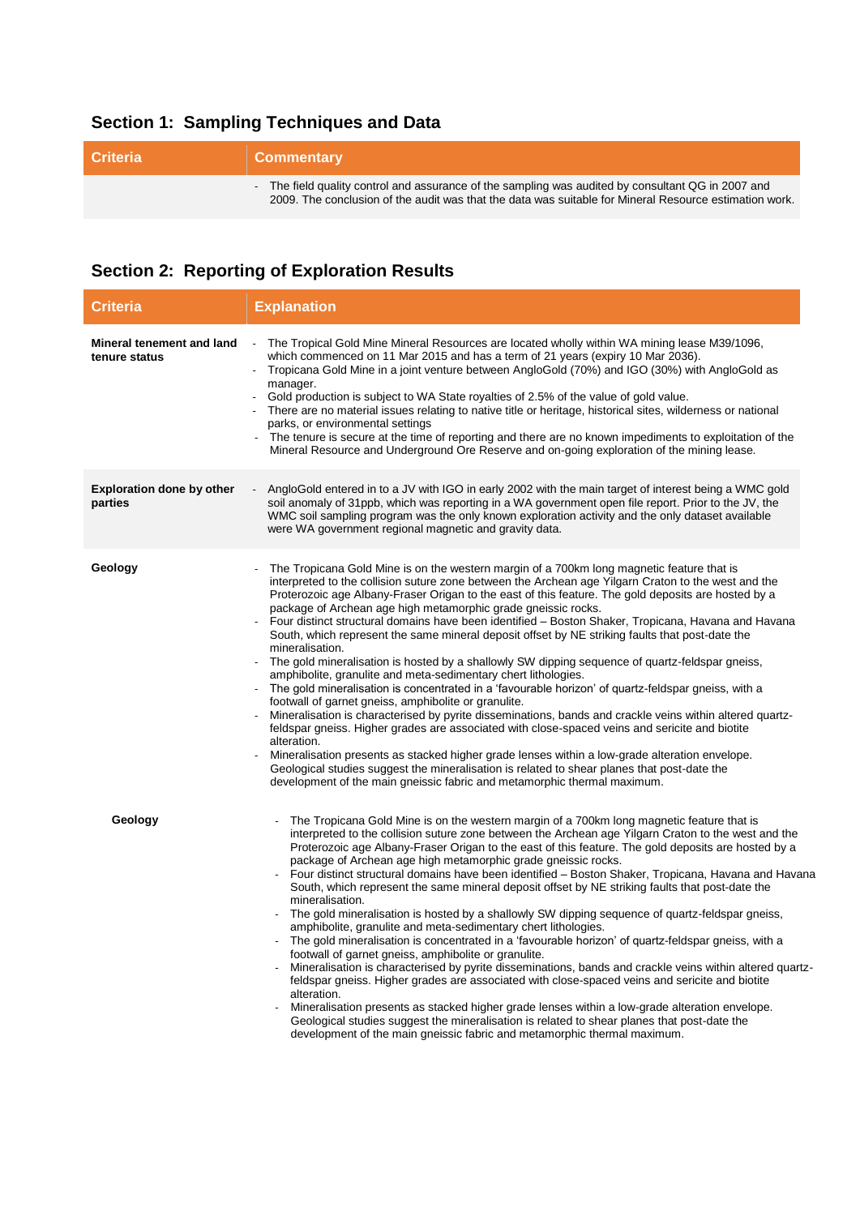## Section 1: Sampling Techniques and Data

| Criteria | Commentary |
|---|---|
| | - The field quality control and assurance of the sampling was audited by consultant QG in 2007 and 2009. The conclusion of the audit was that the data was suitable for Mineral Resource estimation work. |

## Section 2: Reporting of Exploration Results

| Criteria | Explanation |
|---|---|
| **Mineral tenement and land tenure status** | - The Tropical Gold Mine Mineral Resources are located wholly within WA mining lease M39/1096, which commenced on 11 Mar 2015 and has a term of 21 years (expiry 10 Mar 2036).<br>- Tropicana Gold Mine in a joint venture between AngloGold (70%) and IGO (30%) with AngloGold as manager.<br>- Gold production is subject to WA State royalties of 2.5% of the value of gold value.<br>- There are no material issues relating to native title or heritage, historical sites, wilderness or national parks, or environmental settings<br>- The tenure is secure at the time of reporting and there are no known impediments to exploitation of the Mineral Resource and Underground Ore Reserve and on-going exploration of the mining lease. |
| **Exploration done by other parties** | - AngloGold entered in to a JV with IGO in early 2002 with the main target of interest being a WMC gold soil anomaly of 31ppb, which was reporting in a WA government open file report. Prior to the JV, the WMC soil sampling program was the only known exploration activity and the only dataset available were WA government regional magnetic and gravity data. |
| **Geology** | - The Tropicana Gold Mine is on the western margin of a 700km long magnetic feature that is interpreted to the collision suture zone between the Archean age Yilgarn Craton to the west and the Proterozoic age Albany-Fraser Origan to the east of this feature. The gold deposits are hosted by a package of Archean age high metamorphic grade gneissic rocks.<br>- Four distinct structural domains have been identified – Boston Shaker, Tropicana, Havana and Havana South, which represent the same mineral deposit offset by NE striking faults that post-date the mineralisation.<br>- The gold mineralisation is hosted by a shallowly SW dipping sequence of quartz-feldspar gneiss, amphibolite, granulite and meta-sedimentary chert lithologies.<br>- The gold mineralisation is concentrated in a 'favourable horizon' of quartz-feldspar gneiss, with a footwall of garnet gneiss, amphibolite or granulite.<br>- Mineralisation is characterised by pyrite disseminations, bands and crackle veins within altered quartz-feldspar gneiss. Higher grades are associated with close-spaced veins and sericite and biotite alteration.<br>- Mineralisation presents as stacked higher grade lenses within a low-grade alteration envelope. Geological studies suggest the mineralisation is related to shear planes that post-date the development of the main gneissic fabric and metamorphic thermal maximum. |
| **Geology** | - The Tropicana Gold Mine is on the western margin of a 700km long magnetic feature that is interpreted to the collision suture zone between the Archean age Yilgarn Craton to the west and the Proterozoic age Albany-Fraser Origan to the east of this feature. The gold deposits are hosted by a package of Archean age high metamorphic grade gneissic rocks.<br>- Four distinct structural domains have been identified – Boston Shaker, Tropicana, Havana and Havana South, which represent the same mineral deposit offset by NE striking faults that post-date the mineralisation.<br>- The gold mineralisation is hosted by a shallowly SW dipping sequence of quartz-feldspar gneiss, amphibolite, granulite and meta-sedimentary chert lithologies.<br>- The gold mineralisation is concentrated in a 'favourable horizon' of quartz-feldspar gneiss, with a footwall of garnet gneiss, amphibolite or granulite.<br>- Mineralisation is characterised by pyrite disseminations, bands and crackle veins within altered quartz-feldspar gneiss. Higher grades are associated with close-spaced veins and sericite and biotite alteration.<br>- Mineralisation presents as stacked higher grade lenses within a low-grade alteration envelope. Geological studies suggest the mineralisation is related to shear planes that post-date the development of the main gneissic fabric and metamorphic thermal maximum. |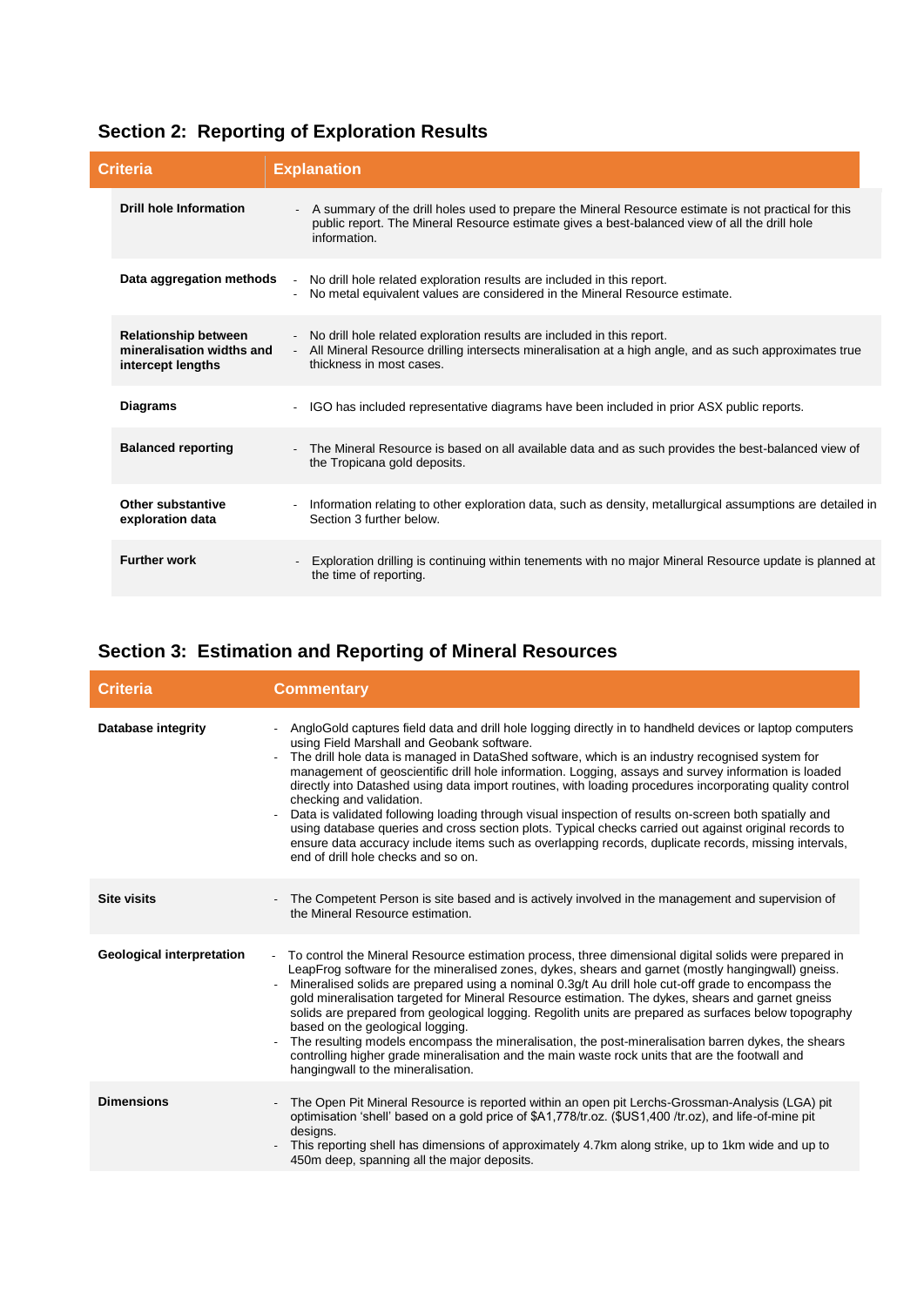## Section 2: Reporting of Exploration Results

| Criteria | Explanation |
|---|---|
| **Drill hole Information** | - A summary of the drill holes used to prepare the Mineral Resource estimate is not practical for this public report. The Mineral Resource estimate gives a best-balanced view of all the drill hole information. |
| **Data aggregation methods** | - No drill hole related exploration results are included in this report.<br>- No metal equivalent values are considered in the Mineral Resource estimate. |
| **Relationship between mineralisation widths and intercept lengths** | - No drill hole related exploration results are included in this report.<br>- All Mineral Resource drilling intersects mineralisation at a high angle, and as such approximates true thickness in most cases. |
| **Diagrams** | - IGO has included representative diagrams have been included in prior ASX public reports. |
| **Balanced reporting** | - The Mineral Resource is based on all available data and as such provides the best-balanced view of the Tropicana gold deposits. |
| **Other substantive exploration data** | - Information relating to other exploration data, such as density, metallurgical assumptions are detailed in Section 3 further below. |
| **Further work** | - Exploration drilling is continuing within tenements with no major Mineral Resource update is planned at the time of reporting. |

## Section 3: Estimation and Reporting of Mineral Resources

| Criteria | Commentary |
|---|---|
| **Database integrity** | - AngloGold captures field data and drill hole logging directly in to handheld devices or laptop computers using Field Marshall and Geobank software.<br>- The drill hole data is managed in DataShed software, which is an industry recognised system for management of geoscientific drill hole information. Logging, assays and survey information is loaded directly into Datashed using data import routines, with loading procedures incorporating quality control checking and validation.<br>- Data is validated following loading through visual inspection of results on-screen both spatially and using database queries and cross section plots. Typical checks carried out against original records to ensure data accuracy include items such as overlapping records, duplicate records, missing intervals, end of drill hole checks and so on. |
| **Site visits** | - The Competent Person is site based and is actively involved in the management and supervision of the Mineral Resource estimation. |
| **Geological interpretation** | - To control the Mineral Resource estimation process, three dimensional digital solids were prepared in LeapFrog software for the mineralised zones, dykes, shears and garnet (mostly hangingwall) gneiss.<br>- Mineralised solids are prepared using a nominal 0.3g/t Au drill hole cut-off grade to encompass the gold mineralisation targeted for Mineral Resource estimation. The dykes, shears and garnet gneiss solids are prepared from geological logging. Regolith units are prepared as surfaces below topography based on the geological logging.<br>- The resulting models encompass the mineralisation, the post-mineralisation barren dykes, the shears controlling higher grade mineralisation and the main waste rock units that are the footwall and hangingwall to the mineralisation. |
| **Dimensions** | - The Open Pit Mineral Resource is reported within an open pit Lerchs-Grossman-Analysis (LGA) pit optimisation 'shell' based on a gold price of $A1,778/tr.oz. ($US1,400 /tr.oz), and life-of-mine pit designs.<br>- This reporting shell has dimensions of approximately 4.7km along strike, up to 1km wide and up to 450m deep, spanning all the major deposits. |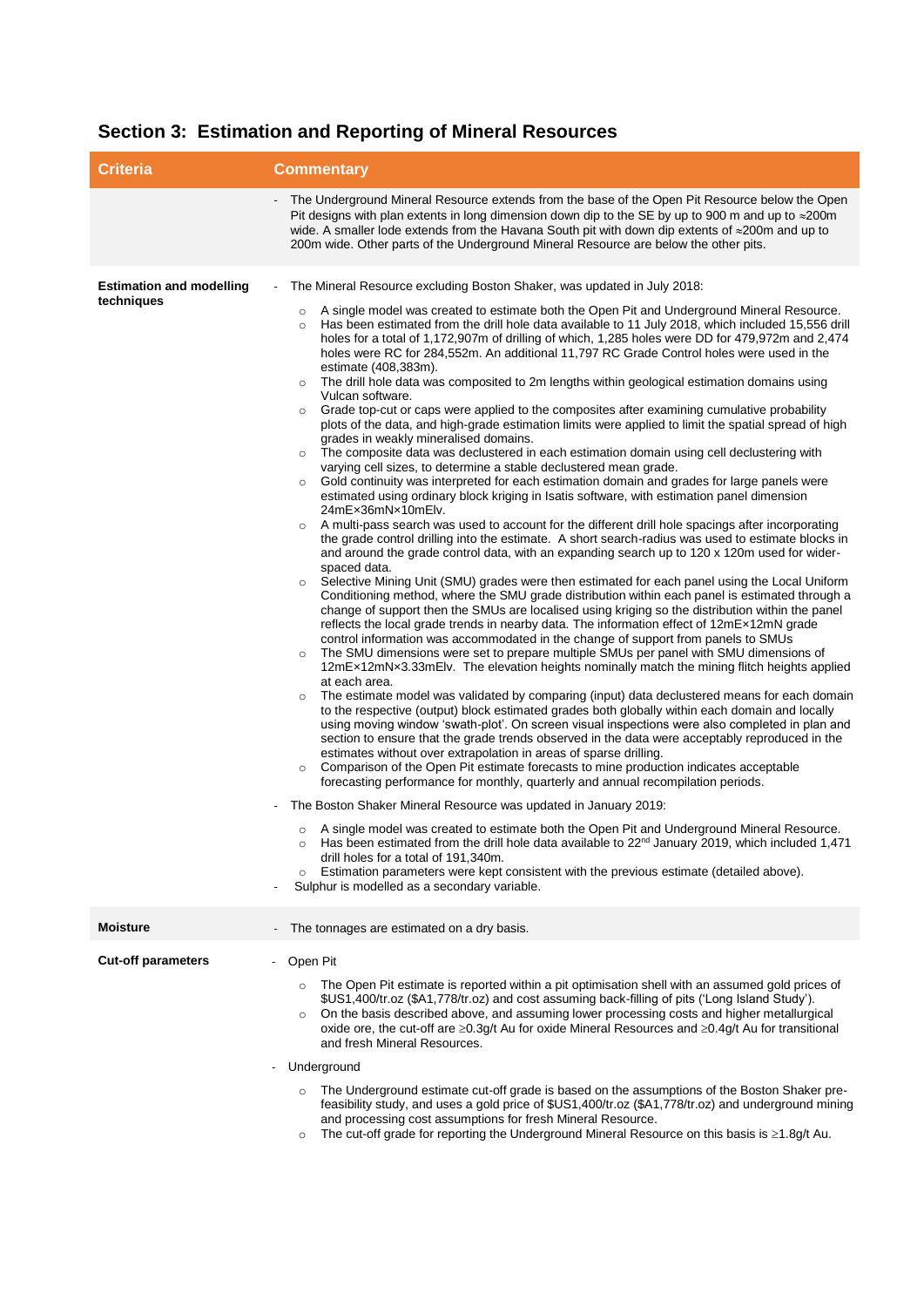## Section 3: Estimation and Reporting of Mineral Resources

| Criteria | Commentary |
| --- | --- |
| | - The Underground Mineral Resource extends from the base of the Open Pit Resource below the Open Pit designs with plan extents in long dimension down dip to the SE by up to 900 m and up to ≈200m wide. A smaller lode extends from the Havana South pit with down dip extents of ≈200m and up to 200m wide. Other parts of the Underground Mineral Resource are below the other pits. |
| **Estimation and modelling techniques** | - The Mineral Resource excluding Boston Shaker, was updated in July 2018:<br>○ A single model was created to estimate both the Open Pit and Underground Mineral Resource.<br>○ Has been estimated from the drill hole data available to 11 July 2018, which included 15,556 drill holes for a total of 1,172,907m of drilling of which, 1,285 holes were DD for 479,972m and 2,474 holes were RC for 284,552m. An additional 11,797 RC Grade Control holes were used in the estimate (408,383m).<br>○ The drill hole data was composited to 2m lengths within geological estimation domains using Vulcan software.<br>○ Grade top-cut or caps were applied to the composites after examining cumulative probability plots of the data, and high-grade estimation limits were applied to limit the spatial spread of high grades in weakly mineralised domains.<br>○ The composite data was declustered in each estimation domain using cell declustering with varying cell sizes, to determine a stable declustered mean grade.<br>○ Gold continuity was interpreted for each estimation domain and grades for large panels were estimated using ordinary block kriging in Isatis software, with estimation panel dimension 24mE×36mN×10mElv.<br>○ A multi-pass search was used to account for the different drill hole spacings after incorporating the grade control drilling into the estimate. A short search-radius was used to estimate blocks in and around the grade control data, with an expanding search up to 120 x 120m used for wider-spaced data.<br>○ Selective Mining Unit (SMU) grades were then estimated for each panel using the Local Uniform Conditioning method, where the SMU grade distribution within each panel is estimated through a change of support then the SMUs are localised using kriging so the distribution within the panel reflects the local grade trends in nearby data. The information effect of 12mE×12mN grade control information was accommodated in the change of support from panels to SMUs<br>○ The SMU dimensions were set to prepare multiple SMUs per panel with SMU dimensions of 12mE×12mN×3.33mElv. The elevation heights nominally match the mining flitch heights applied at each area.<br>○ The estimate model was validated by comparing (input) data declustered means for each domain to the respective (output) block estimated grades both globally within each domain and locally using moving window 'swath-plot'. On screen visual inspections were also completed in plan and section to ensure that the grade trends observed in the data were acceptably reproduced in the estimates without over extrapolation in areas of sparse drilling.<br>○ Comparison of the Open Pit estimate forecasts to mine production indicates acceptable forecasting performance for monthly, quarterly and annual recompilation periods.<br>- The Boston Shaker Mineral Resource was updated in January 2019:<br>○ A single model was created to estimate both the Open Pit and Underground Mineral Resource.<br>○ Has been estimated from the drill hole data available to 22nd January 2019, which included 1,471 drill holes for a total of 191,340m.<br>○ Estimation parameters were kept consistent with the previous estimate (detailed above).<br>- Sulphur is modelled as a secondary variable. |
| **Moisture** | - The tonnages are estimated on a dry basis. |
| **Cut-off parameters** | - Open Pit<br>○ The Open Pit estimate is reported within a pit optimisation shell with an assumed gold prices of $US1,400/tr.oz ($A1,778/tr.oz) and cost assuming back-filling of pits ('Long Island Study').<br>○ On the basis described above, and assuming lower processing costs and higher metallurgical oxide ore, the cut-off are ≥0.3g/t Au for oxide Mineral Resources and ≥0.4g/t Au for transitional and fresh Mineral Resources.<br>- Underground<br>○ The Underground estimate cut-off grade is based on the assumptions of the Boston Shaker pre-feasibility study, and uses a gold price of $US1,400/tr.oz ($A1,778/tr.oz) and underground mining and processing cost assumptions for fresh Mineral Resource.<br>○ The cut-off grade for reporting the Underground Mineral Resource on this basis is ≥1.8g/t Au. |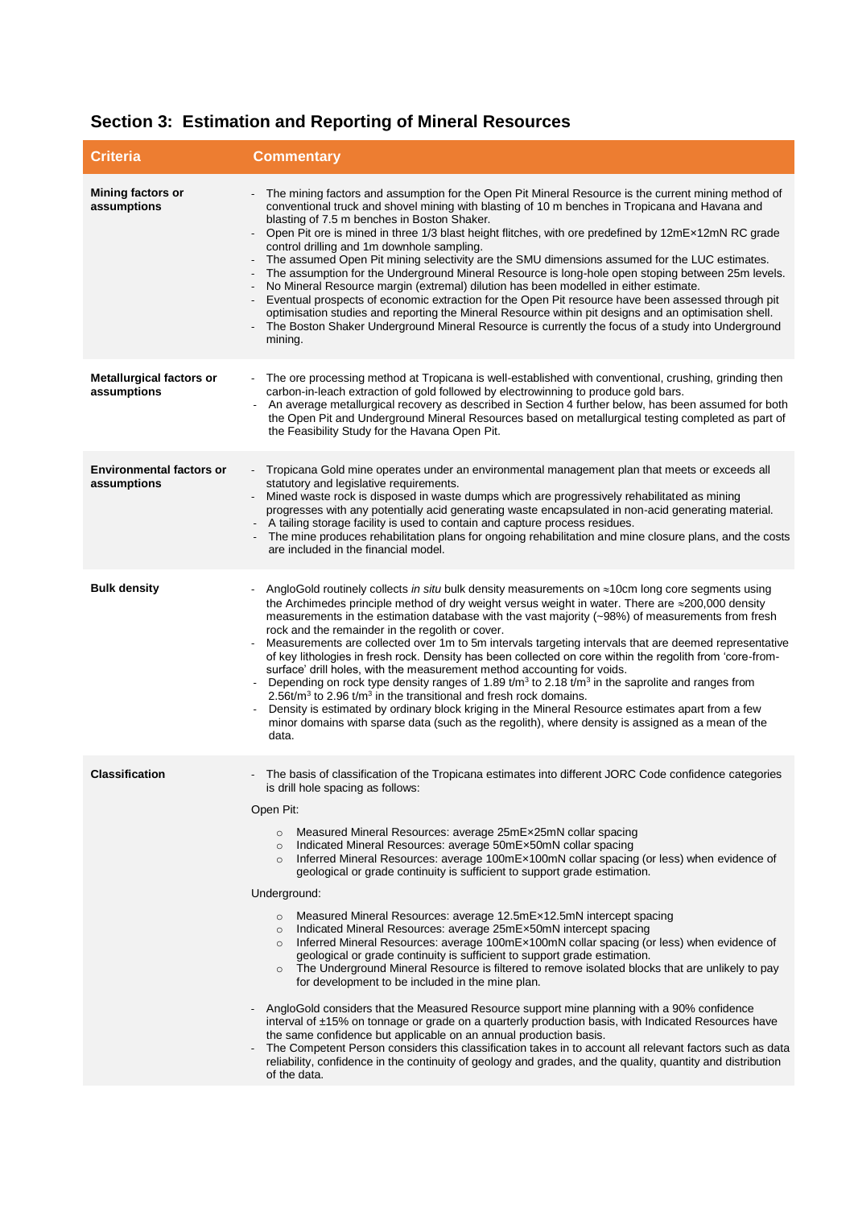## Section 3: Estimation and Reporting of Mineral Resources

| Criteria | Commentary |
|---|---|
| **Mining factors or assumptions** | - The mining factors and assumption for the Open Pit Mineral Resource is the current mining method of conventional truck and shovel mining with blasting of 10 m benches in Tropicana and Havana and blasting of 7.5 m benches in Boston Shaker.<br>- Open Pit ore is mined in three 1/3 blast height flitches, with ore predefined by 12mE×12mN RC grade control drilling and 1m downhole sampling.<br>- The assumed Open Pit mining selectivity are the SMU dimensions assumed for the LUC estimates.<br>- The assumption for the Underground Mineral Resource is long-hole open stoping between 25m levels.<br>- No Mineral Resource margin (extremal) dilution has been modelled in either estimate.<br>- Eventual prospects of economic extraction for the Open Pit resource have been assessed through pit optimisation studies and reporting the Mineral Resource within pit designs and an optimisation shell.<br>- The Boston Shaker Underground Mineral Resource is currently the focus of a study into Underground mining. |
| **Metallurgical factors or assumptions** | - The ore processing method at Tropicana is well-established with conventional, crushing, grinding then carbon-in-leach extraction of gold followed by electrowinning to produce gold bars.<br>- An average metallurgical recovery as described in Section 4 further below, has been assumed for both the Open Pit and Underground Mineral Resources based on metallurgical testing completed as part of the Feasibility Study for the Havana Open Pit. |
| **Environmental factors or assumptions** | - Tropicana Gold mine operates under an environmental management plan that meets or exceeds all statutory and legislative requirements.<br>- Mined waste rock is disposed in waste dumps which are progressively rehabilitated as mining progresses with any potentially acid generating waste encapsulated in non-acid generating material.<br>- A tailing storage facility is used to contain and capture process residues.<br>- The mine produces rehabilitation plans for ongoing rehabilitation and mine closure plans, and the costs are included in the financial model. |
| **Bulk density** | - AngloGold routinely collects *in situ* bulk density measurements on ≈10cm long core segments using the Archimedes principle method of dry weight versus weight in water. There are ≈200,000 density measurements in the estimation database with the vast majority (~98%) of measurements from fresh rock and the remainder in the regolith or cover.<br>- Measurements are collected over 1m to 5m intervals targeting intervals that are deemed representative of key lithologies in fresh rock. Density has been collected on core within the regolith from 'core-from-surface' drill holes, with the measurement method accounting for voids.<br>- Depending on rock type density ranges of 1.89 t/m$^3$ to 2.18 t/m$^3$ in the saprolite and ranges from 2.56t/m$^3$ to 2.96 t/m$^3$ in the transitional and fresh rock domains.<br>- Density is estimated by ordinary block kriging in the Mineral Resource estimates apart from a few minor domains with sparse data (such as the regolith), where density is assigned as a mean of the data. |
| **Classification** | - The basis of classification of the Tropicana estimates into different JORC Code confidence categories is drill hole spacing as follows:<br><br>Open Pit:<br>○ Measured Mineral Resources: average 25mE×25mN collar spacing<br>○ Indicated Mineral Resources: average 50mE×50mN collar spacing<br>○ Inferred Mineral Resources: average 100mE×100mN collar spacing (or less) when evidence of geological or grade continuity is sufficient to support grade estimation.<br><br>Underground:<br>○ Measured Mineral Resources: average 12.5mE×12.5mN intercept spacing<br>○ Indicated Mineral Resources: average 25mE×50mN intercept spacing<br>○ Inferred Mineral Resources: average 100mE×100mN collar spacing (or less) when evidence of geological or grade continuity is sufficient to support grade estimation.<br>○ The Underground Mineral Resource is filtered to remove isolated blocks that are unlikely to pay for development to be included in the mine plan.<br><br>- AngloGold considers that the Measured Resource support mine planning with a 90% confidence interval of ±15% on tonnage or grade on a quarterly production basis, with Indicated Resources have the same confidence but applicable on an annual production basis.<br>- The Competent Person considers this classification takes in to account all relevant factors such as data reliability, confidence in the continuity of geology and grades, and the quality, quantity and distribution of the data. |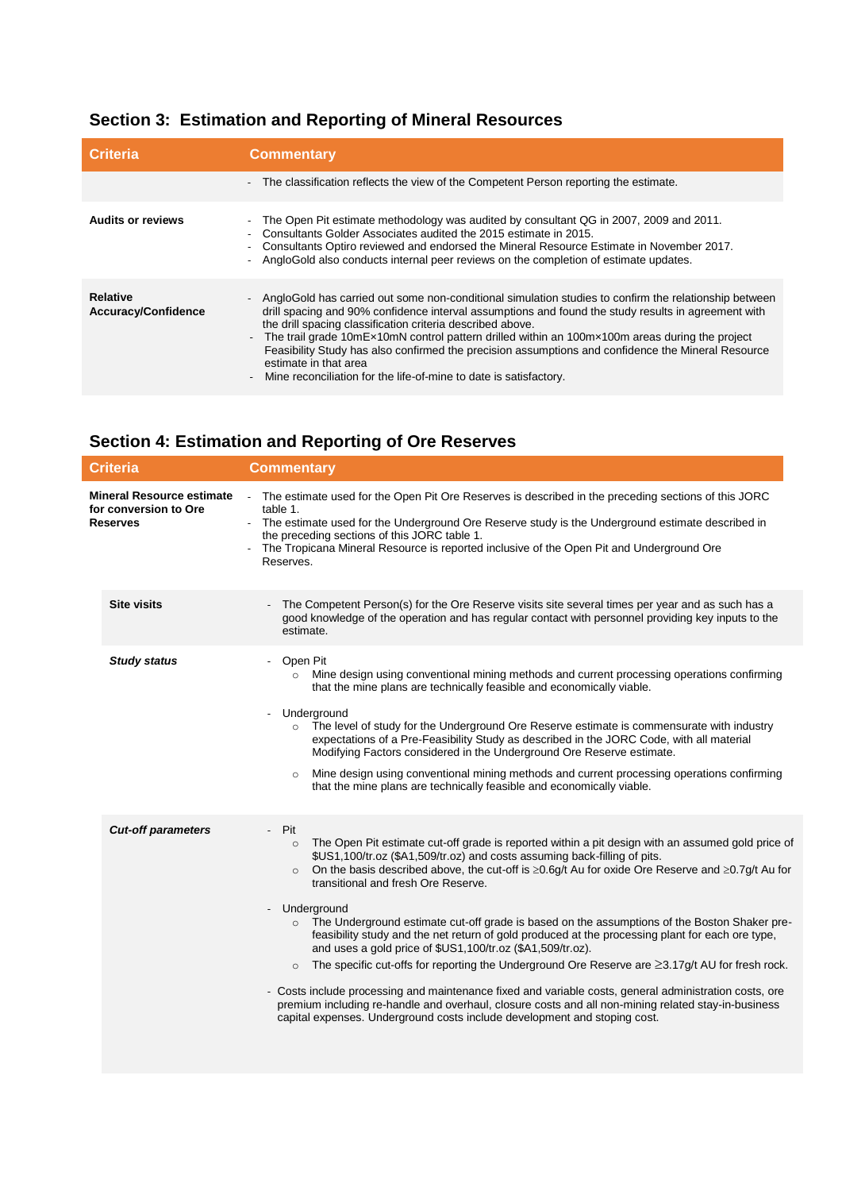## Section 3: Estimation and Reporting of Mineral Resources

| Criteria | Commentary |
| --- | --- |
| | - The classification reflects the view of the Competent Person reporting the estimate. |
| **Audits or reviews** | - The Open Pit estimate methodology was audited by consultant QG in 2007, 2009 and 2011.<br>- Consultants Golder Associates audited the 2015 estimate in 2015.<br>- Consultants Optiro reviewed and endorsed the Mineral Resource Estimate in November 2017.<br>- AngloGold also conducts internal peer reviews on the completion of estimate updates. |
| **Relative Accuracy/Confidence** | - AngloGold has carried out some non-conditional simulation studies to confirm the relationship between drill spacing and 90% confidence interval assumptions and found the study results in agreement with the drill spacing classification criteria described above.<br>- The trail grade 10mE×10mN control pattern drilled within an 100m×100m areas during the project Feasibility Study has also confirmed the precision assumptions and confidence the Mineral Resource estimate in that area<br>- Mine reconciliation for the life-of-mine to date is satisfactory. |

## Section 4: Estimation and Reporting of Ore Reserves

| Criteria | Commentary |
| --- | --- |
| **Mineral Resource estimate for conversion to Ore Reserves** | - The estimate used for the Open Pit Ore Reserves is described in the preceding sections of this JORC table 1.<br>- The estimate used for the Underground Ore Reserve study is the Underground estimate described in the preceding sections of this JORC table 1.<br>- The Tropicana Mineral Resource is reported inclusive of the Open Pit and Underground Ore Reserves. |
| **Site visits** | - The Competent Person(s) for the Ore Reserve visits site several times per year and as such has a good knowledge of the operation and has regular contact with personnel providing key inputs to the estimate. |
| ***Study status*** | - Open Pit<br>  ○ Mine design using conventional mining methods and current processing operations confirming that the mine plans are technically feasible and economically viable.<br>- Underground<br>  ○ The level of study for the Underground Ore Reserve estimate is commensurate with industry expectations of a Pre-Feasibility Study as described in the JORC Code, with all material Modifying Factors considered in the Underground Ore Reserve estimate.<br>  ○ Mine design using conventional mining methods and current processing operations confirming that the mine plans are technically feasible and economically viable. |
| ***Cut-off parameters*** | - Pit<br>  ○ The Open Pit estimate cut-off grade is reported within a pit design with an assumed gold price of $US1,100/tr.oz ($A1,509/tr.oz) and costs assuming back-filling of pits.<br>  ○ On the basis described above, the cut-off is ≥0.6g/t Au for oxide Ore Reserve and ≥0.7g/t Au for transitional and fresh Ore Reserve.<br>- Underground<br>  ○ The Underground estimate cut-off grade is based on the assumptions of the Boston Shaker pre-feasibility study and the net return of gold produced at the processing plant for each ore type, and uses a gold price of $US1,100/tr.oz ($A1,509/tr.oz).<br>  ○ The specific cut-offs for reporting the Underground Ore Reserve are ≥3.17g/t AU for fresh rock.<br>- Costs include processing and maintenance fixed and variable costs, general administration costs, ore premium including re-handle and overhaul, closure costs and all non-mining related stay-in-business capital expenses. Underground costs include development and stoping cost. |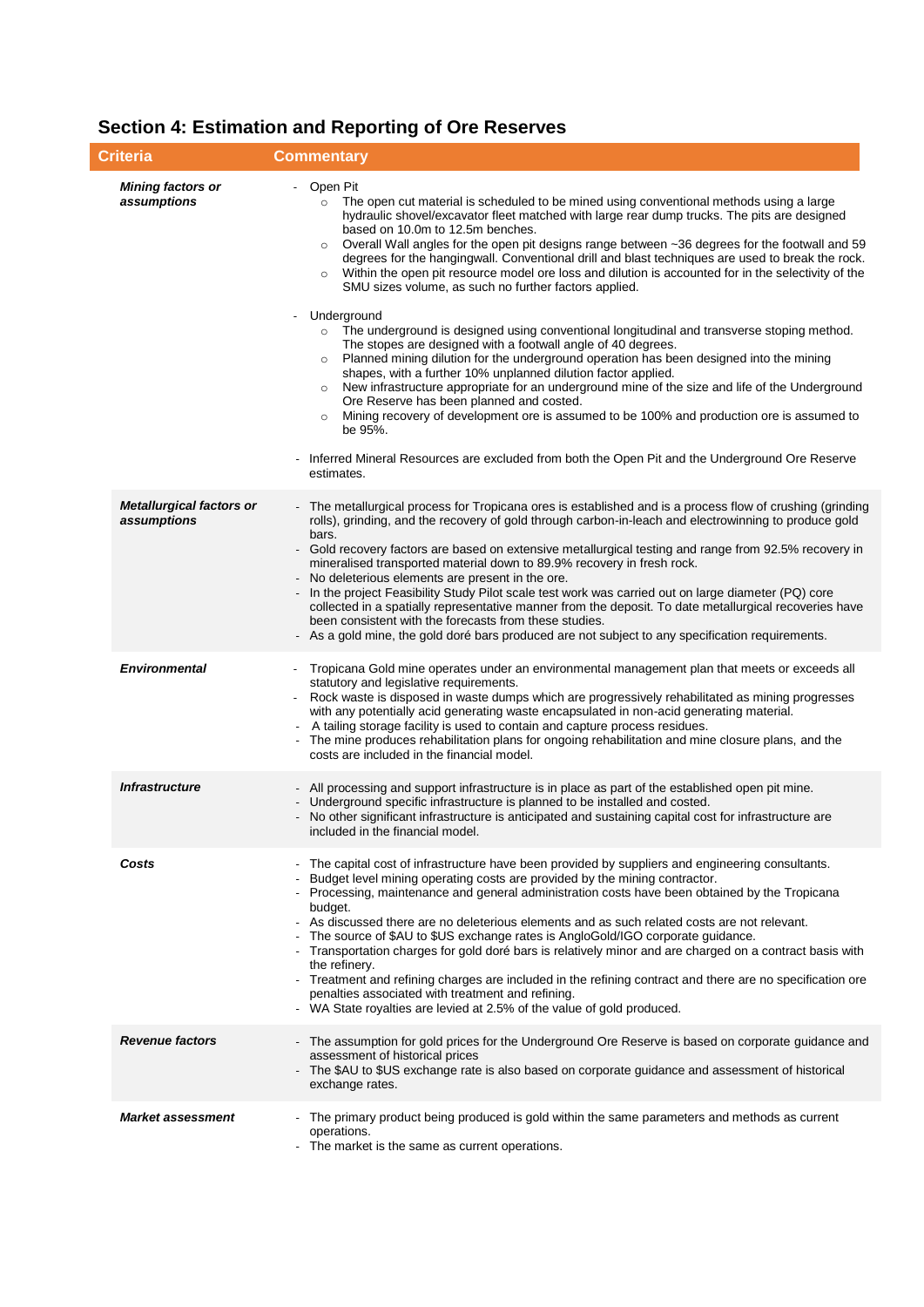## Section 4: Estimation and Reporting of Ore Reserves

| Criteria | Commentary |
|---|---|
| ***Mining factors or assumptions*** | - Open Pit<br>  ○ The open cut material is scheduled to be mined using conventional methods using a large hydraulic shovel/excavator fleet matched with large rear dump trucks. The pits are designed based on 10.0m to 12.5m benches.<br>  ○ Overall Wall angles for the open pit designs range between ~36 degrees for the footwall and 59 degrees for the hangingwall. Conventional drill and blast techniques are used to break the rock.<br>  ○ Within the open pit resource model ore loss and dilution is accounted for in the selectivity of the SMU sizes volume, as such no further factors applied.<br>- Underground<br>  ○ The underground is designed using conventional longitudinal and transverse stoping method. The stopes are designed with a footwall angle of 40 degrees.<br>  ○ Planned mining dilution for the underground operation has been designed into the mining shapes, with a further 10% unplanned dilution factor applied.<br>  ○ New infrastructure appropriate for an underground mine of the size and life of the Underground Ore Reserve has been planned and costed.<br>  ○ Mining recovery of development ore is assumed to be 100% and production ore is assumed to be 95%.<br>- Inferred Mineral Resources are excluded from both the Open Pit and the Underground Ore Reserve estimates. |
| ***Metallurgical factors or assumptions*** | - The metallurgical process for Tropicana ores is established and is a process flow of crushing (grinding rolls), grinding, and the recovery of gold through carbon-in-leach and electrowinning to produce gold bars.<br>- Gold recovery factors are based on extensive metallurgical testing and range from 92.5% recovery in mineralised transported material down to 89.9% recovery in fresh rock.<br>- No deleterious elements are present in the ore.<br>- In the project Feasibility Study Pilot scale test work was carried out on large diameter (PQ) core collected in a spatially representative manner from the deposit. To date metallurgical recoveries have been consistent with the forecasts from these studies.<br>- As a gold mine, the gold doré bars produced are not subject to any specification requirements. |
| ***Environmental*** | - Tropicana Gold mine operates under an environmental management plan that meets or exceeds all statutory and legislative requirements.<br>- Rock waste is disposed in waste dumps which are progressively rehabilitated as mining progresses with any potentially acid generating waste encapsulated in non-acid generating material.<br>- A tailing storage facility is used to contain and capture process residues.<br>- The mine produces rehabilitation plans for ongoing rehabilitation and mine closure plans, and the costs are included in the financial model. |
| ***Infrastructure*** | - All processing and support infrastructure is in place as part of the established open pit mine.<br>- Underground specific infrastructure is planned to be installed and costed.<br>- No other significant infrastructure is anticipated and sustaining capital cost for infrastructure are included in the financial model. |
| ***Costs*** | - The capital cost of infrastructure have been provided by suppliers and engineering consultants.<br>- Budget level mining operating costs are provided by the mining contractor.<br>- Processing, maintenance and general administration costs have been obtained by the Tropicana budget.<br>- As discussed there are no deleterious elements and as such related costs are not relevant.<br>- The source of $AU to $US exchange rates is AngloGold/IGO corporate guidance.<br>- Transportation charges for gold doré bars is relatively minor and are charged on a contract basis with the refinery.<br>- Treatment and refining charges are included in the refining contract and there are no specification ore penalties associated with treatment and refining.<br>- WA State royalties are levied at 2.5% of the value of gold produced. |
| ***Revenue factors*** | - The assumption for gold prices for the Underground Ore Reserve is based on corporate guidance and assessment of historical prices<br>- The $AU to $US exchange rate is also based on corporate guidance and assessment of historical exchange rates. |
| ***Market assessment*** | - The primary product being produced is gold within the same parameters and methods as current operations.<br>- The market is the same as current operations. |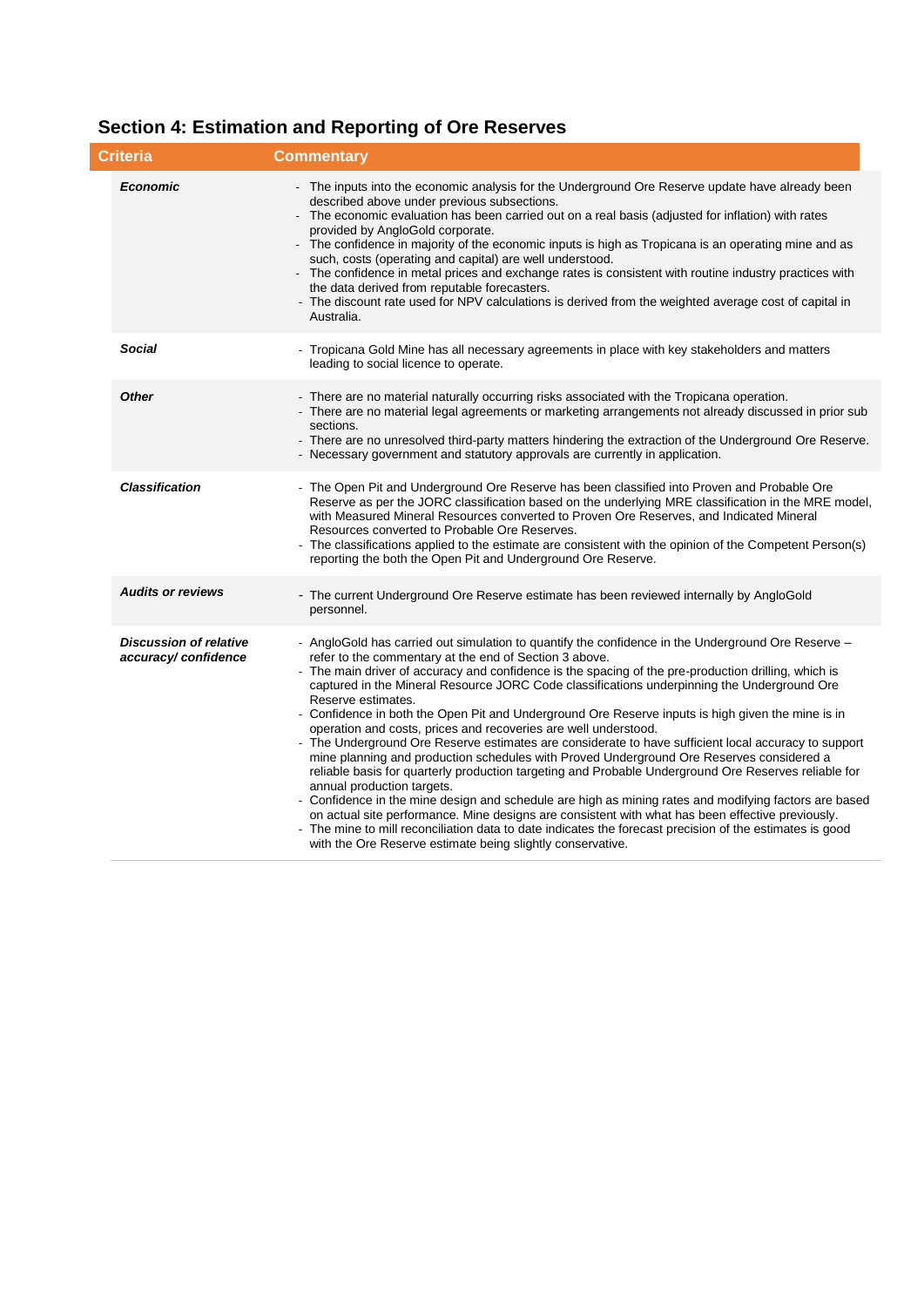## Section 4: Estimation and Reporting of Ore Reserves

| Criteria | Commentary |
|---|---|
| ***Economic*** | - The inputs into the economic analysis for the Underground Ore Reserve update have already been described above under previous subsections.<br>- The economic evaluation has been carried out on a real basis (adjusted for inflation) with rates provided by AngloGold corporate.<br>- The confidence in majority of the economic inputs is high as Tropicana is an operating mine and as such, costs (operating and capital) are well understood.<br>- The confidence in metal prices and exchange rates is consistent with routine industry practices with the data derived from reputable forecasters.<br>- The discount rate used for NPV calculations is derived from the weighted average cost of capital in Australia. |
| ***Social*** | - Tropicana Gold Mine has all necessary agreements in place with key stakeholders and matters leading to social licence to operate. |
| ***Other*** | - There are no material naturally occurring risks associated with the Tropicana operation.<br>- There are no material legal agreements or marketing arrangements not already discussed in prior sub sections.<br>- There are no unresolved third-party matters hindering the extraction of the Underground Ore Reserve.<br>- Necessary government and statutory approvals are currently in application. |
| ***Classification*** | - The Open Pit and Underground Ore Reserve has been classified into Proven and Probable Ore Reserve as per the JORC classification based on the underlying MRE classification in the MRE model, with Measured Mineral Resources converted to Proven Ore Reserves, and Indicated Mineral Resources converted to Probable Ore Reserves.<br>- The classifications applied to the estimate are consistent with the opinion of the Competent Person(s) reporting the both the Open Pit and Underground Ore Reserve. |
| ***Audits or reviews*** | - The current Underground Ore Reserve estimate has been reviewed internally by AngloGold personnel. |
| ***Discussion of relative accuracy/ confidence*** | - AngloGold has carried out simulation to quantify the confidence in the Underground Ore Reserve – refer to the commentary at the end of Section 3 above.<br>- The main driver of accuracy and confidence is the spacing of the pre-production drilling, which is captured in the Mineral Resource JORC Code classifications underpinning the Underground Ore Reserve estimates.<br>- Confidence in both the Open Pit and Underground Ore Reserve inputs is high given the mine is in operation and costs, prices and recoveries are well understood.<br>- The Underground Ore Reserve estimates are considerate to have sufficient local accuracy to support mine planning and production schedules with Proved Underground Ore Reserves considered a reliable basis for quarterly production targeting and Probable Underground Ore Reserves reliable for annual production targets.<br>- Confidence in the mine design and schedule are high as mining rates and modifying factors are based on actual site performance. Mine designs are consistent with what has been effective previously.<br>- The mine to mill reconciliation data to date indicates the forecast precision of the estimates is good with the Ore Reserve estimate being slightly conservative. |